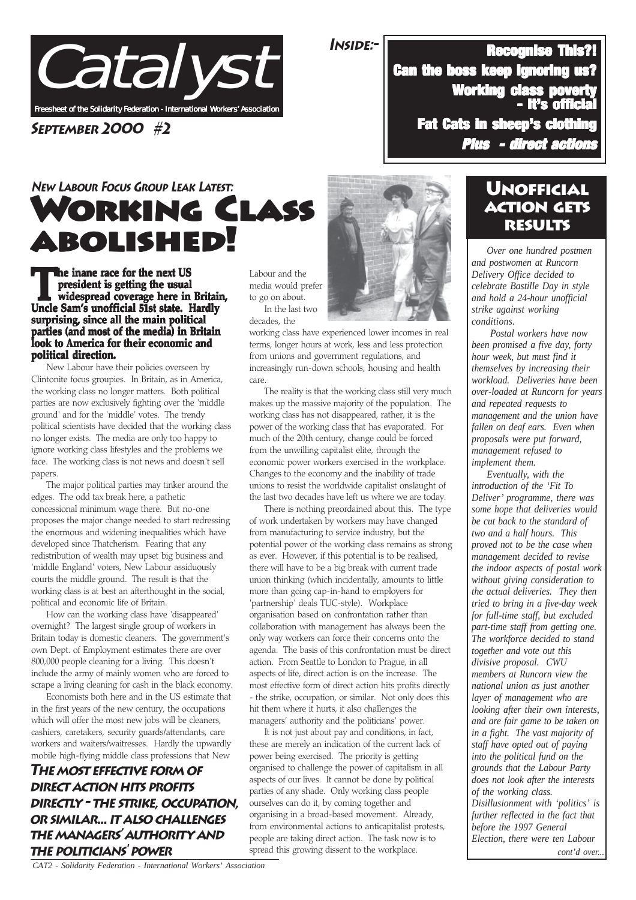# Catalyst

Freesheet of the Solidarity Federation - International Workers' Association

**September 2000 #2**

**Inside:-**

- **Recognise This?!**
- **Can the boss keep ignoring us?**
- **Working class poverty - it's official**
- **Fat Cats in sheep's clothing**
- ***Plus - direct actions***

## New Labour Focus Group Leak Latest:

# Working Class Abolished!

**The inane race for the next US president is getting the usual widespread coverage here in Britain, Uncle Sam's unofficial 51st state. Hardly surprising, since all the main political parties (and most of the media) in Britain look to America for their economic and political direction.**

New Labour have their policies overseen by Clintonite focus groupies. In Britain, as in America, the working class no longer matters. Both political parties are now exclusively fighting over the 'middle ground' and for the 'middle' votes. The trendy political scientists have decided that the working class no longer exists. The media are only too happy to ignore working class lifestyles and the problems we face. The working class is not news and doesn't sell papers.

The major political parties may tinker around the edges. The odd tax break here, a pathetic concessional minimum wage there. But no-one proposes the major change needed to start redressing the enormous and widening inequalities which have developed since Thatcherism. Fearing that any redistribution of wealth may upset big business and 'middle England' voters, New Labour assiduously courts the middle ground. The result is that the working class is at best an afterthought in the social, political and economic life of Britain.

How can the working class have 'disappeared' overnight? The largest single group of workers in Britain today is domestic cleaners. The government's own Dept. of Employment estimates there are over 800,000 people cleaning for a living. This doesn't include the army of mainly women who are forced to scrape a living cleaning for cash in the black economy.

Economists both here and in the US estimate that in the first years of the new century, the occupations which will offer the most new jobs will be cleaners, cashiers, caretakers, security guards/attendants, care workers and waiters/waitresses. Hardly the upwardly mobile high-flying middle class professions that New Labour and the media would prefer to go on about.

In the last two decades, the working class have experienced lower incomes in real terms, longer hours at work, less and less protection from unions and government regulations, and increasingly run-down schools, housing and health care.

The reality is that the working class still very much makes up the massive majority of the population. The working class has not disappeared, rather, it is the power of the working class that has evaporated. For much of the 20th century, change could be forced from the unwilling capitalist elite, through the economic power workers exercised in the workplace. Changes to the economy and the inability of trade unions to resist the worldwide capitalist onslaught of the last two decades have left us where we are today.

There is nothing preordained about this. The type of work undertaken by workers may have changed from manufacturing to service industry, but the potential power of the working class remains as strong as ever. However, if this potential is to be realised, there will have to be a big break with current trade union thinking (which incidentally, amounts to little more than going cap-in-hand to employers for 'partnership' deals TUC-style). Workplace organisation based on confrontation rather than collaboration with management has always been the only way workers can force their concerns onto the agenda. The basis of this confrontation must be direct action. From Seattle to London to Prague, in all aspects of life, direct action is on the increase. The most effective form of direct action hits profits directly - the strike, occupation, or similar. Not only does this hit them where it hurts, it also challenges the managers' authority and the politicians' power.

It is not just about pay and conditions, in fact, these are merely an indication of the current lack of power being exercised. The priority is getting organised to challenge the power of capitalism in all aspects of our lives. It cannot be done by political parties of any shade. Only working class people ourselves can do it, by coming together and organising in a broad-based movement. Already, from environmental actions to anticapitalist protests, people are taking direct action. The task now is to spread this growing dissent to the workplace.

***The most effective form of direct action hits profits directly - the strike, occupation, or similar... it also challenges the managers' authority and the politicians' power***

## Unofficial Action Gets Results

*Over one hundred postmen and postwomen at Runcorn Delivery Office decided to celebrate Bastille Day in style and hold a 24-hour unofficial strike against working conditions.*

*Postal workers have now been promised a five day, forty hour week, but must find it themselves by increasing their workload. Deliveries have been over-loaded at Runcorn for years and repeated requests to management and the union have fallen on deaf ears. Even when proposals were put forward, management refused to implement them.*

*Eventually, with the introduction of the 'Fit To Deliver' programme, there was some hope that deliveries would be cut back to the standard of two and a half hours. This proved not to be the case when management decided to revise the indoor aspects of postal work without giving consideration to the actual deliveries. They then tried to bring in a five-day week for full-time staff, but excluded part-time staff from getting one. The workforce decided to stand together and vote out this divisive proposal. CWU members at Runcorn view the national union as just another layer of management who are looking after their own interests, and are fair game to be taken on in a fight. The vast majority of staff have opted out of paying into the political fund on the grounds that the Labour Party does not look after the interests of the working class. Disillusionment with 'politics' is further reflected in the fact that before the 1997 General Election, there were ten Labour*

*cont'd over...*

CAT2 - Solidarity Federation - International Workers' Association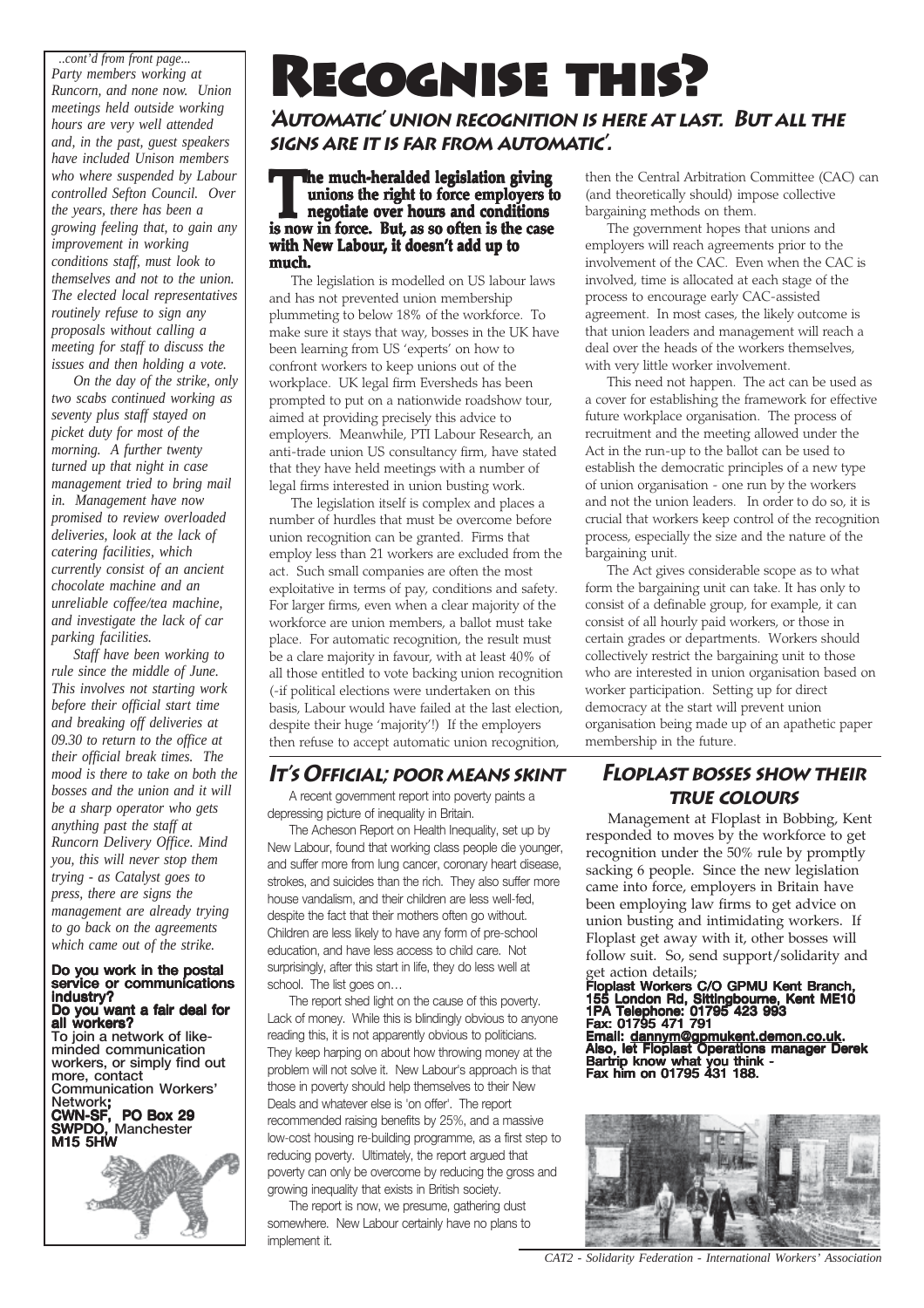*..cont'd from front page... Party members working at Runcorn, and none now. Union meetings held outside working hours are very well attended and, in the past, guest speakers have included Unison members who where suspended by Labour controlled Sefton Council. Over the years, there has been a growing feeling that, to gain any improvement in working conditions staff, must look to themselves and not to the union. The elected local representatives routinely refuse to sign any proposals without calling a meeting for staff to discuss the issues and then holding a vote.*

*On the day of the strike, only two scabs continued working as seventy plus staff stayed on picket duty for most of the morning. A further twenty turned up that night in case management tried to bring mail in. Management have now promised to review overloaded deliveries, look at the lack of catering facilities, which currently consist of an ancient chocolate machine and an unreliable coffee/tea machine, and investigate the lack of car parking facilities.*

*Staff have been working to rule since the middle of June. This involves not starting work before their official start time and breaking off deliveries at 09.30 to return to the office at their official break times. The mood is there to take on both the bosses and the union and it will be a sharp operator who gets anything past the staff at Runcorn Delivery Office. Mind you, this will never stop them trying - as Catalyst goes to press, there are signs the management are already trying to go back on the agreements which came out of the strike.*

**Do you work in the postal service or communications industry?**
**Do you want a fair deal for all workers?**
To join a network of like-minded communication workers, or simply find out more, contact Communication Workers' Network**;**
**CWN-SF, PO Box 29 SWPDO,** Manchester **M15 5HW**

# Recognise this?

## 'Automatic' union recognition is here at last. But all the signs are it is far from automatic'.

**The much-heralded legislation giving unions the right to force employers to negotiate over hours and conditions is now in force. But, as so often is the case with New Labour, it doesn't add up to much.**

The legislation is modelled on US labour laws and has not prevented union membership plummeting to below 18% of the workforce. To make sure it stays that way, bosses in the UK have been learning from US 'experts' on how to confront workers to keep unions out of the workplace. UK legal firm Eversheds has been prompted to put on a nationwide roadshow tour, aimed at providing precisely this advice to employers. Meanwhile, PTI Labour Research, an anti-trade union US consultancy firm, have stated that they have held meetings with a number of legal firms interested in union busting work.

The legislation itself is complex and places a number of hurdles that must be overcome before union recognition can be granted. Firms that employ less than 21 workers are excluded from the act. Such small companies are often the most exploitative in terms of pay, conditions and safety. For larger firms, even when a clear majority of the workforce are union members, a ballot must take place. For automatic recognition, the result must be a clare majority in favour, with at least 40% of all those entitled to vote backing union recognition (-if political elections were undertaken on this basis, Labour would have failed at the last election, despite their huge 'majority'!) If the employers then refuse to accept automatic union recognition, then the Central Arbitration Committee (CAC) can (and theoretically should) impose collective bargaining methods on them.

The government hopes that unions and employers will reach agreements prior to the involvement of the CAC. Even when the CAC is involved, time is allocated at each stage of the process to encourage early CAC-assisted agreement. In most cases, the likely outcome is that union leaders and management will reach a deal over the heads of the workers themselves, with very little worker involvement.

This need not happen. The act can be used as a cover for establishing the framework for effective future workplace organisation. The process of recruitment and the meeting allowed under the Act in the run-up to the ballot can be used to establish the democratic principles of a new type of union organisation - one run by the workers and not the union leaders. In order to do so, it is crucial that workers keep control of the recognition process, especially the size and the nature of the bargaining unit.

The Act gives considerable scope as to what form the bargaining unit can take. It has only to consist of a definable group, for example, it can consist of all hourly paid workers, or those in certain grades or departments. Workers should collectively restrict the bargaining unit to those who are interested in union organisation based on worker participation. Setting up for direct democracy at the start will prevent union organisation being made up of an apathetic paper membership in the future.

## It's Official; poor means skint

A recent government report into poverty paints a depressing picture of inequality in Britain.

The Acheson Report on Health Inequality, set up by New Labour, found that working class people die younger, and suffer more from lung cancer, coronary heart disease, strokes, and suicides than the rich. They also suffer more house vandalism, and their children are less well-fed, despite the fact that their mothers often go without. Children are less likely to have any form of pre-school education, and have less access to child care. Not surprisingly, after this start in life, they do less well at school. The list goes on…

The report shed light on the cause of this poverty. Lack of money. While this is blindingly obvious to anyone reading this, it is not apparently obvious to politicians. They keep harping on about how throwing money at the problem will not solve it. New Labour's approach is that those in poverty should help themselves to their New Deals and whatever else is 'on offer'. The report recommended raising benefits by 25%, and a massive low-cost housing re-building programme, as a first step to reducing poverty. Ultimately, the report argued that poverty can only be overcome by reducing the gross and growing inequality that exists in British society.

The report is now, we presume, gathering dust somewhere. New Labour certainly have no plans to implement it.

## Floplast bosses show their true colours

Management at Floplast in Bobbing, Kent responded to moves by the workforce to get recognition under the 50% rule by promptly sacking 6 people. Since the new legislation came into force, employers in Britain have been employing law firms to get advice on union busting and intimidating workers. If Floplast get away with it, other bosses will follow suit. So, send support/solidarity and get action details;

**Floplast Workers C/O GPMU Kent Branch, 155 London Rd, Sittingbourne, Kent ME10 1PA Telephone: 01795 423 993**
**Fax: 01795 471 791**
**Email: dannym@gpmukent.demon.co.uk.**
**Also, let Floplast Operations manager Derek Bartrip know what you think - Fax him on 01795 431 188.**

*CAT2 - Solidarity Federation - International Workers' Association*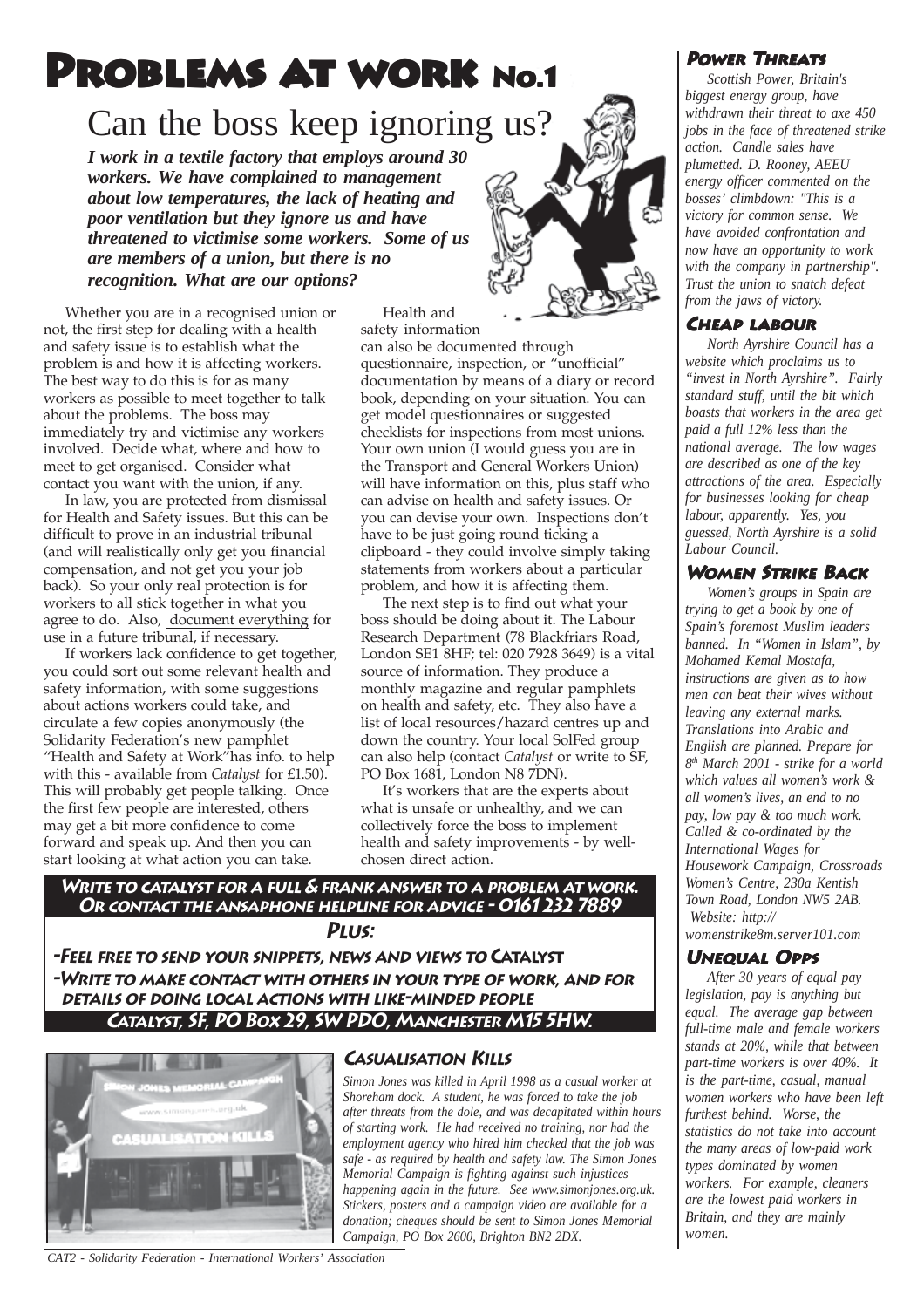# Problems at Work No.1

## Can the boss keep ignoring us?

***I work in a textile factory that employs around 30 workers. We have complained to management about low temperatures, the lack of heating and poor ventilation but they ignore us and have threatened to victimise some workers. Some of us are members of a union, but there is no recognition. What are our options?***

Whether you are in a recognised union or not, the first step for dealing with a health and safety issue is to establish what the problem is and how it is affecting workers. The best way to do this is for as many workers as possible to meet together to talk about the problems. The boss may immediately try and victimise any workers involved. Decide what, where and how to meet to get organised. Consider what contact you want with the union, if any.

In law, you are protected from dismissal for Health and Safety issues. But this can be difficult to prove in an industrial tribunal (and will realistically only get you financial compensation, and not get you your job back). So your only real protection is for workers to all stick together in what you agree to do. Also, document everything for use in a future tribunal, if necessary.

If workers lack confidence to get together, you could sort out some relevant health and safety information, with some suggestions about actions workers could take, and circulate a few copies anonymously (the Solidarity Federation's new pamphlet "Health and Safety at Work" has info. to help with this - available from *Catalyst* for £1.50). This will probably get people talking. Once the first few people are interested, others may get a bit more confidence to come forward and speak up. And then you can start looking at what action you can take.

Health and safety information can also be documented through questionnaire, inspection, or "unofficial" documentation by means of a diary or record book, depending on your situation. You can get model questionnaires or suggested checklists for inspections from most unions. Your own union (I would guess you are in the Transport and General Workers Union) will have information on this, plus staff who can advise on health and safety issues. Or you can devise your own. Inspections don't have to be just going round ticking a clipboard - they could involve simply taking statements from workers about a particular problem, and how it is affecting them.

The next step is to find out what your boss should be doing about it. The Labour Research Department (78 Blackfriars Road, London SE1 8HF; tel: 020 7928 3649) is a vital source of information. They produce a monthly magazine and regular pamphlets on health and safety, etc. They also have a list of local resources/hazard centres up and down the country. Your local SolFed group can also help (contact *Catalyst* or write to SF, PO Box 1681, London N8 7DN).

It's workers that are the experts about what is unsafe or unhealthy, and we can collectively force the boss to implement health and safety improvements - by well-chosen direct action.

**Write to catalyst for a full & frank answer to a problem at work.**
**Or contact the ansaphone helpline for advice - 0161 232 7889**

**Plus:**

**-Feel free to send your snippets, news and views to Catalyst**
**-Write to make contact with others in your type of work, and for details of doing local actions with like-minded people**

**Catalyst, SF, PO Box 29, SW PDO, Manchester M15 5HW.**

### Casualisation Kills

*Simon Jones was killed in April 1998 as a casual worker at Shoreham dock. A student, he was forced to take the job after threats from the dole, and was decapitated within hours of starting work. He had received no training, nor had the employment agency who hired him checked that the job was safe - as required by health and safety law. The Simon Jones Memorial Campaign is fighting against such injustices happening again in the future. See www.simonjones.org.uk. Stickers, posters and a campaign video are available for a donation; cheques should be sent to Simon Jones Memorial Campaign, PO Box 2600, Brighton BN2 2DX.*

### Power Threats

*Scottish Power, Britain's biggest energy group, have withdrawn their threat to axe 450 jobs in the face of threatened strike action. Candle sales have plummetted. D. Rooney, AEEU energy officer commented on the bosses' climbdown: "This is a victory for common sense. We have avoided confrontation and now have an opportunity to work with the company in partnership". Trust the union to snatch defeat from the jaws of victory.*

### Cheap Labour

*North Ayrshire Council has a website which proclaims us to "invest in North Ayrshire". Fairly standard stuff, until the bit which boasts that workers in the area get paid a full 12% less than the national average. The low wages are described as one of the key attractions of the area. Especially for businesses looking for cheap labour, apparently. Yes, you guessed, North Ayrshire is a solid Labour Council.*

### Women Strike Back

*Women's groups in Spain are trying to get a book by one of Spain's foremost Muslim leaders banned. In "Women in Islam", by Mohamed Kemal Mostafa, instructions are given as to how men can beat their wives without leaving any external marks. Translations into Arabic and English are planned. Prepare for 8th March 2001 - strike for a world which values all women's work & all women's lives, an end to no pay, low pay & too much work. Called & co-ordinated by the International Wages for Housework Campaign, Crossroads Women's Centre, 230a Kentish Town Road, London NW5 2AB. Website: http://womenstrike8m.server101.com*

### Unequal Opps

*After 30 years of equal pay legislation, pay is anything but equal. The average gap between full-time male and female workers stands at 20%, while that between part-time workers is over 40%. It is the part-time, casual, manual women workers who have been left furthest behind. Worse, the statistics do not take into account the many areas of low-paid work types dominated by women workers. For example, cleaners are the lowest paid workers in Britain, and they are mainly women.*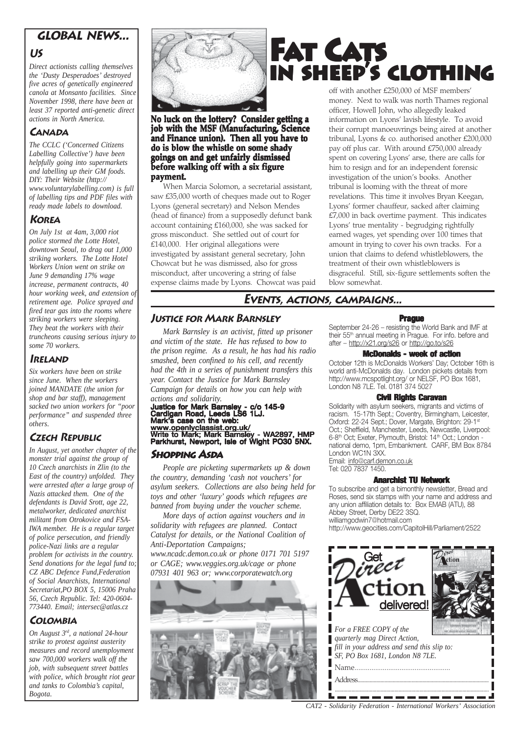## Global News...

### US

*Direct actionists calling themselves the 'Dusty Desperadoes' destroyed five acres of genetically engineered canola at Monsanto facilities. Since November 1998, there have been at least 37 reported anti-genetic direct actions in North America.*

### Canada

*The CCLC ('Concerned Citizens Labelling Collective') have been helpfully going into supermarkets and labelling up their GM foods. DIY: Their Website (http://www.voluntarylabelling.com) is full of labelling tips and PDF files with ready made labels to download.*

### Korea

*On July 1st at 4am, 3,000 riot police stormed the Lotte Hotel, downtown Seoul, to drag out 1,000 striking workers. The Lotte Hotel Workers Union went on strike on June 9 demanding 17% wage increase, permanent contracts, 40 hour working week, and extension of retirement age. Police sprayed and fired tear gas into the rooms where striking workers were sleeping. They beat the workers with their truncheons causing serious injury to some 70 workers.*

### Ireland

*Six workers have been on strike since June. When the workers joined MANDATE (the union for shop and bar staff), management sacked two union workers for "poor performance" and suspended three others.*

### Czech Republic

*In August, yet another chapter of the monster trial against the group of 10 Czech anarchists in Zlin (to the East of the country) unfolded. They were arrested after a large group of Nazis attacked them. One of the defendants is David Srott, age 22, metalworker, dedicated anarchist militant from Otrokovice and FSA-IWA member. He is a regular target of police persecution, and friendly police-Nazi links are a regular problem for activists in the country. Send donations for the legal fund to; CZ ABC Defence Fund,Federation of Social Anarchists, International Secretariat,PO BOX 5, 15006 Praha 56, Czech Republic. Tel: 420-0604-773440. Email; intersec@atlas.cz*

### Colombia

*On August 3rd, a national 24-hour strike to protest against austerity measures and record unemployment saw 700,000 workers walk off the job, with subsequent street battles with police, which brought riot gear and tanks to Colombia's capital, Bogota.*

# Fat Cats in Sheep's Clothing

**No luck on the lottery? Consider getting a job with the MSF (Manufacturing, Science and Finance union). Then all you have to do is blow the whistle on some shady goings on and get unfairly dismissed before walking off with a six figure payment.**

When Marcia Solomon, a secretarial assistant, saw £35,000 worth of cheques made out to Roger Lyons (general secretary) and Nelson Mendes (head of finance) from a supposedly defunct bank account containing £160,000, she was sacked for gross misconduct. She settled out of court for £140,000. Her original allegations were investigated by assistant general secretary, John Chowcat but he was dismissed, also for gross misconduct, after uncovering a string of false expense claims made by Lyons. Chowcat was paid off with another £250,000 of MSF members' money. Next to walk was north Thames regional officer, Howell John, who allegedly leaked information on Lyons' lavish lifestyle. To avoid their corrupt manoeuvrings being aired at another tribunal, Lyons & co. authorised another £200,000 pay off plus car. With around £750,000 already spent on covering Lyons' arse, there are calls for him to resign and for an independent forensic investigation of the union's books. Another tribunal is looming with the threat of more revelations. This time it involves Bryan Keegan, Lyons' former chauffeur, sacked after claiming £7,000 in back overtime payment. This indicates Lyons' true mentality - begrudging rightfully earned wages, yet spending over 100 times that amount in trying to cover his own tracks. For a union that claims to defend whistleblowers, the treatment of their own whistleblowers is disgraceful. Still, six-figure settlements soften the blow somewhat.

## Events, actions, campaigns...

### Justice for Mark Barnsley

*Mark Barnsley is an activist, fitted up prisoner and victim of the state. He has refused to bow to the prison regime. As a result, he has had his radio smashed, been confined to his cell, and recently had the 4th in a series of punishment transfers this year. Contact the Justice for Mark Barnsley Campaign for details on how you can help with actions and solidarity.*

**Justice for Mark Barnsley - c/o 145-9 Cardigan Road, Leeds LS6 1LJ.**
**Mark's case on the web: www.openlyclassist.org.uk/**
**Write to Mark; Mark Barnsley - WA2897, HMP Parkhurst, Newport, Isle of Wight PO30 5NX.**

### Shopping Asda

*People are picketing supermarkets up & down the country, demanding 'cash not vouchers' for asylum seekers. Collections are also being held for toys and other 'luxury' goods which refugees are banned from buying under the voucher scheme.*

*More days of action against vouchers and in solidarity with refugees are planned. Contact Catalyst for details, or the National Coalition of Anti-Deportation Campaigns; www.ncadc.demon.co.uk or phone 0171 701 5197 or CAGE; www.veggies.org.uk/cage or phone 07931 401 963 or; www.corporatewatch.org*

#### Prague

September 24-26 – resisting the World Bank and IMF at their 55th annual meeting in Prague. For info. before and after – http://x21.org/s26 or http://go.to/s26

#### McDonalds - week of action

October 12th is McDonalds Workers' Day; October 16th is world anti-McDonalds day. London pickets details from http://www.mcspotlight.org/ or NELSF, PO Box 1681, London N8 7LE. Tel. 0181 374 5027

#### Civil Rights Caravan

Solidarity with asylum seekers, migrants and victims of racism. 15-17th Sept.; Coventry, Birmingham, Leicester, Oxford: 22-24 Sept.; Dover, Margate, Brighton: 29-1st Oct.; Sheffield, Manchester, Leeds, Newcastle, Liverpool: 6-8th Oct; Exeter, Plymouth, Bristol: 14th Oct.; London - national demo, 1pm, Embankment. CARF, BM Box 8784 London WC1N 3XX.
Email: info@carf.demon.co.uk
Tel: 020 7837 1450.

#### Anarchist TU Network

To subscribe and get a bimonthly newsletter, Bread and Roses, send six stamps with your name and address and any union affiliation details to: Box EMAB (ATU), 88 Abbey Street, Derby DE22 3SQ.
williamgodwin7@hotmail.com
http://www.geocities.com/CapitolHill/Parliament/2522

**Get Direct Action delivered!**

*For a FREE COPY of the quarterly mag Direct Action, fill in your address and send this slip to: SF, PO Box 1681, London N8 7LE.*

Name.................................................

Address..............................................

*CAT2 - Solidarity Federation - International Workers' Association*